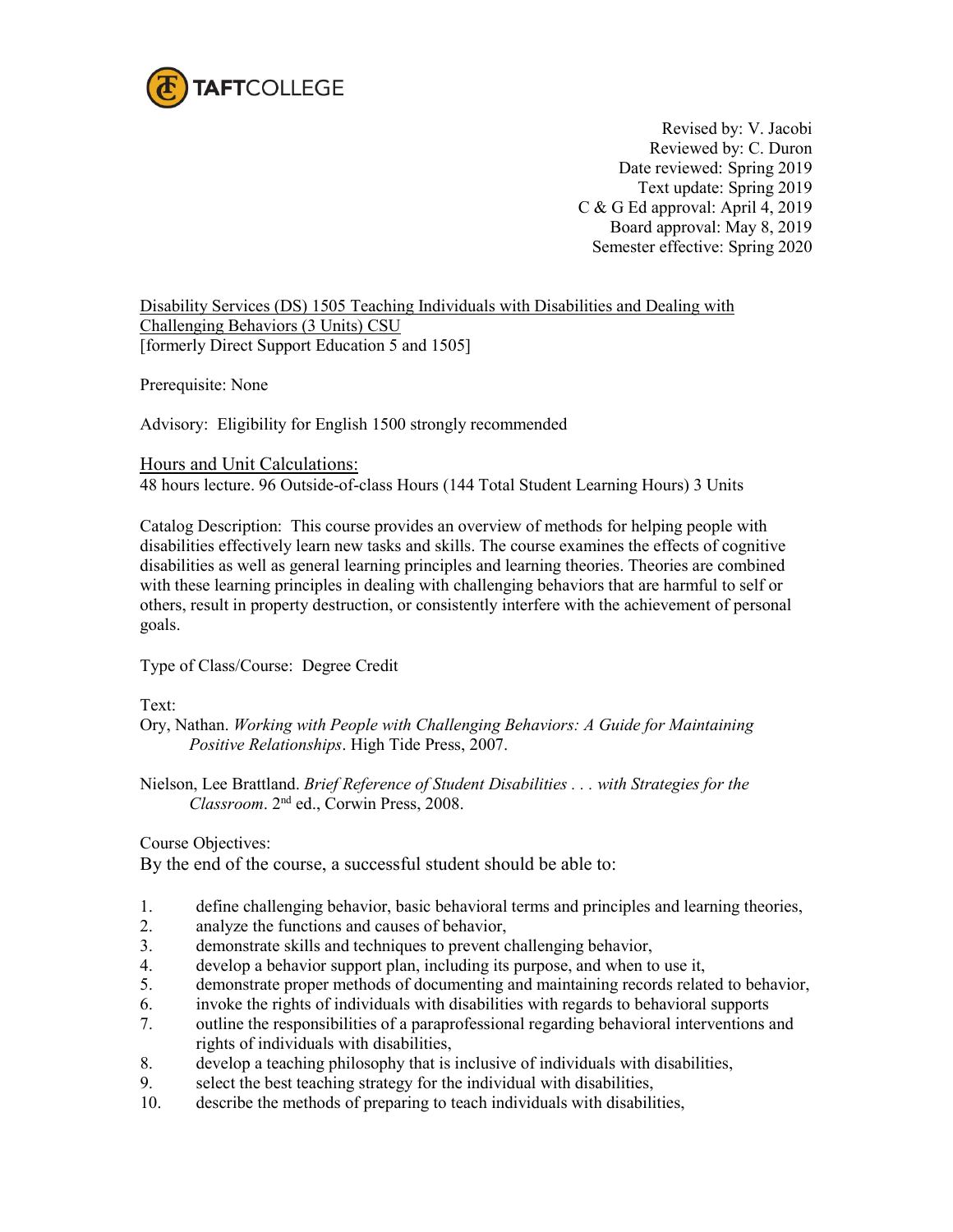TAFTCOLLEGE

Revised by: V. Jacobi
Reviewed by: C. Duron
Date reviewed: Spring 2019
Text update: Spring 2019
C & G Ed approval: April 4, 2019
Board approval: May 8, 2019
Semester effective: Spring 2020

Disability Services (DS) 1505 Teaching Individuals with Disabilities and Dealing with Challenging Behaviors (3 Units) CSU
[formerly Direct Support Education 5 and 1505]

Prerequisite: None

Advisory: Eligibility for English 1500 strongly recommended

## Hours and Unit Calculations:

48 hours lecture. 96 Outside-of-class Hours (144 Total Student Learning Hours) 3 Units

Catalog Description: This course provides an overview of methods for helping people with disabilities effectively learn new tasks and skills. The course examines the effects of cognitive disabilities as well as general learning principles and learning theories. Theories are combined with these learning principles in dealing with challenging behaviors that are harmful to self or others, result in property destruction, or consistently interfere with the achievement of personal goals.

Type of Class/Course: Degree Credit

Text:

Ory, Nathan. *Working with People with Challenging Behaviors: A Guide for Maintaining Positive Relationships*. High Tide Press, 2007.

Nielson, Lee Brattland. *Brief Reference of Student Disabilities . . . with Strategies for the Classroom*. 2nd ed., Corwin Press, 2008.

Course Objectives:
By the end of the course, a successful student should be able to:

1. define challenging behavior, basic behavioral terms and principles and learning theories,
2. analyze the functions and causes of behavior,
3. demonstrate skills and techniques to prevent challenging behavior,
4. develop a behavior support plan, including its purpose, and when to use it,
5. demonstrate proper methods of documenting and maintaining records related to behavior,
6. invoke the rights of individuals with disabilities with regards to behavioral supports
7. outline the responsibilities of a paraprofessional regarding behavioral interventions and rights of individuals with disabilities,
8. develop a teaching philosophy that is inclusive of individuals with disabilities,
9. select the best teaching strategy for the individual with disabilities,
10. describe the methods of preparing to teach individuals with disabilities,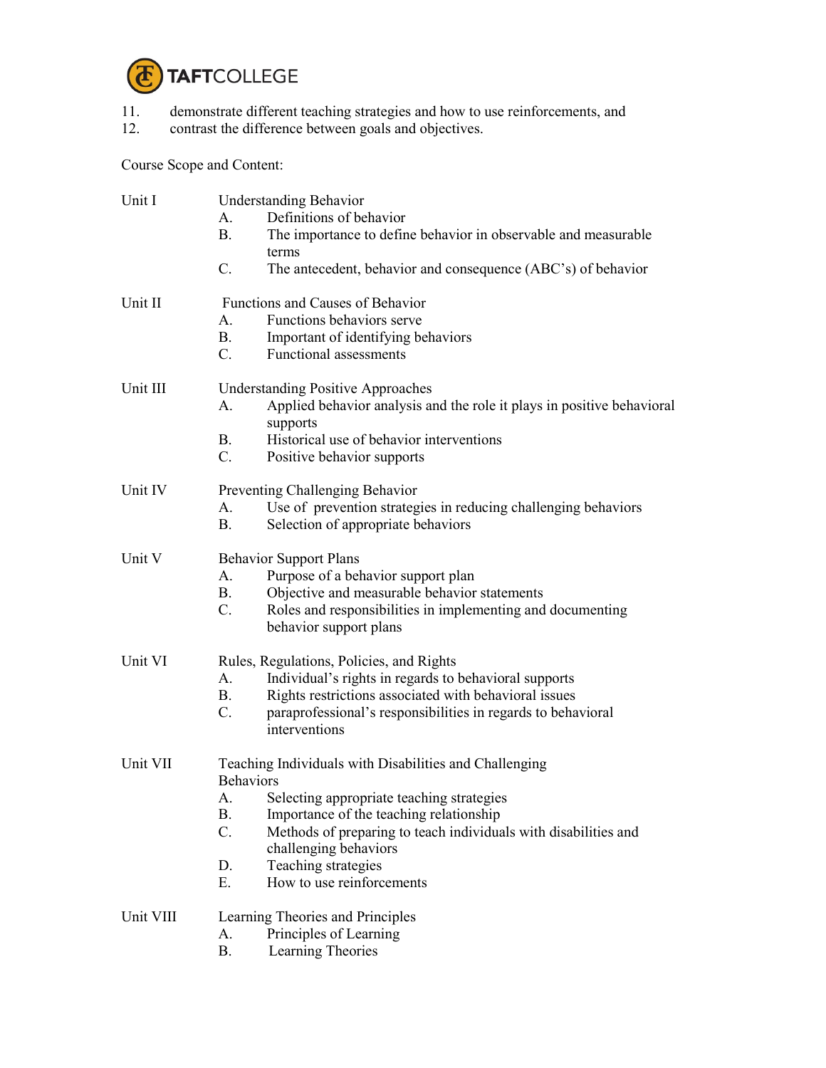11. demonstrate different teaching strategies and how to use reinforcements, and
12. contrast the difference between goals and objectives.

Course Scope and Content:

Unit I Understanding Behavior

- A. Definitions of behavior
- B. The importance to define behavior in observable and measurable terms
- C. The antecedent, behavior and consequence (ABC's) of behavior

Unit II Functions and Causes of Behavior

- A. Functions behaviors serve
- B. Important of identifying behaviors
- C. Functional assessments

Unit III Understanding Positive Approaches

- A. Applied behavior analysis and the role it plays in positive behavioral supports
- B. Historical use of behavior interventions
- C. Positive behavior supports

Unit IV Preventing Challenging Behavior

- A. Use of prevention strategies in reducing challenging behaviors
- B. Selection of appropriate behaviors

Unit V Behavior Support Plans

- A. Purpose of a behavior support plan
- B. Objective and measurable behavior statements
- C. Roles and responsibilities in implementing and documenting behavior support plans

Unit VI Rules, Regulations, Policies, and Rights

- A. Individual's rights in regards to behavioral supports
- B. Rights restrictions associated with behavioral issues
- C. paraprofessional's responsibilities in regards to behavioral interventions

Unit VII Teaching Individuals with Disabilities and Challenging Behaviors

- A. Selecting appropriate teaching strategies
- B. Importance of the teaching relationship
- C. Methods of preparing to teach individuals with disabilities and challenging behaviors
- D. Teaching strategies
- E. How to use reinforcements

Unit VIII Learning Theories and Principles

- A. Principles of Learning
- B. Learning Theories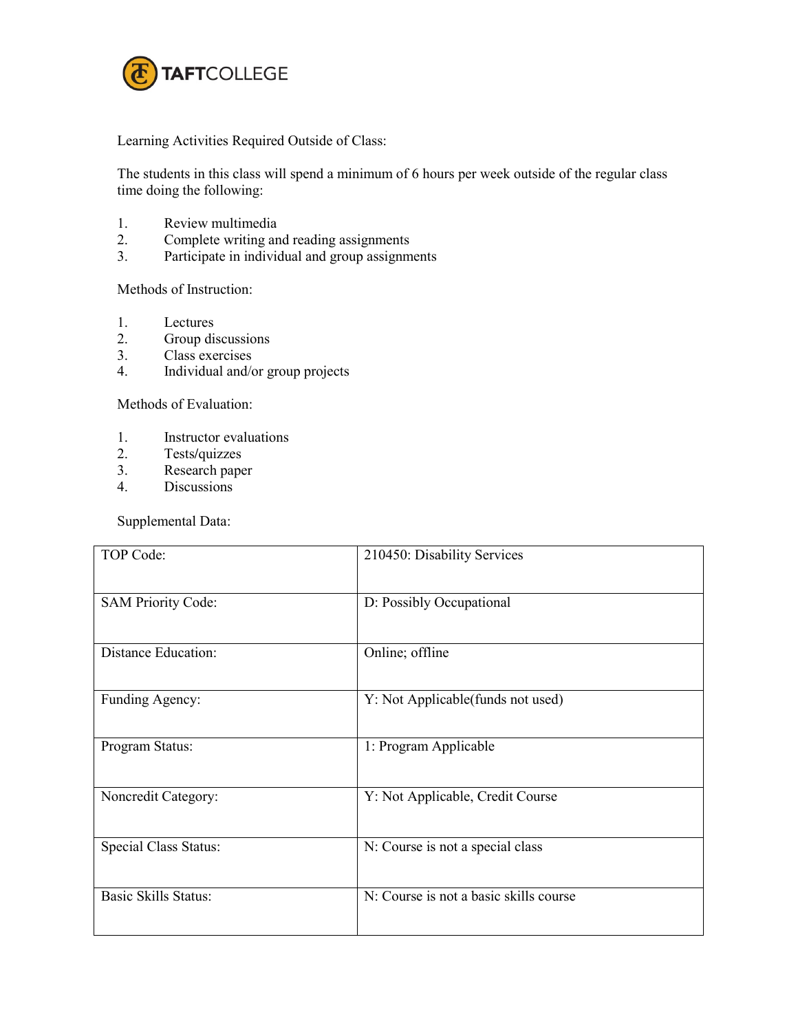Learning Activities Required Outside of Class:

The students in this class will spend a minimum of 6 hours per week outside of the regular class time doing the following:

1. Review multimedia
2. Complete writing and reading assignments
3. Participate in individual and group assignments

Methods of Instruction:

1. Lectures
2. Group discussions
3. Class exercises
4. Individual and/or group projects

Methods of Evaluation:

1. Instructor evaluations
2. Tests/quizzes
3. Research paper
4. Discussions

Supplemental Data:

| | |
|---|---|
| TOP Code: | 210450: Disability Services |
| SAM Priority Code: | D: Possibly Occupational |
| Distance Education: | Online; offline |
| Funding Agency: | Y: Not Applicable(funds not used) |
| Program Status: | 1: Program Applicable |
| Noncredit Category: | Y: Not Applicable, Credit Course |
| Special Class Status: | N: Course is not a special class |
| Basic Skills Status: | N: Course is not a basic skills course |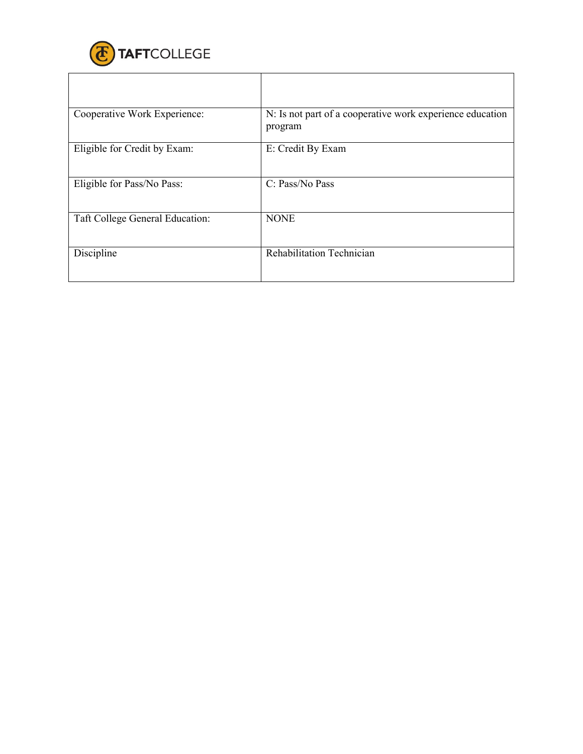| | |
|---|---|
| | |
| Cooperative Work Experience: | N: Is not part of a cooperative work experience education program |
| Eligible for Credit by Exam: | E: Credit By Exam |
| Eligible for Pass/No Pass: | C: Pass/No Pass |
| Taft College General Education: | NONE |
| Discipline | Rehabilitation Technician |